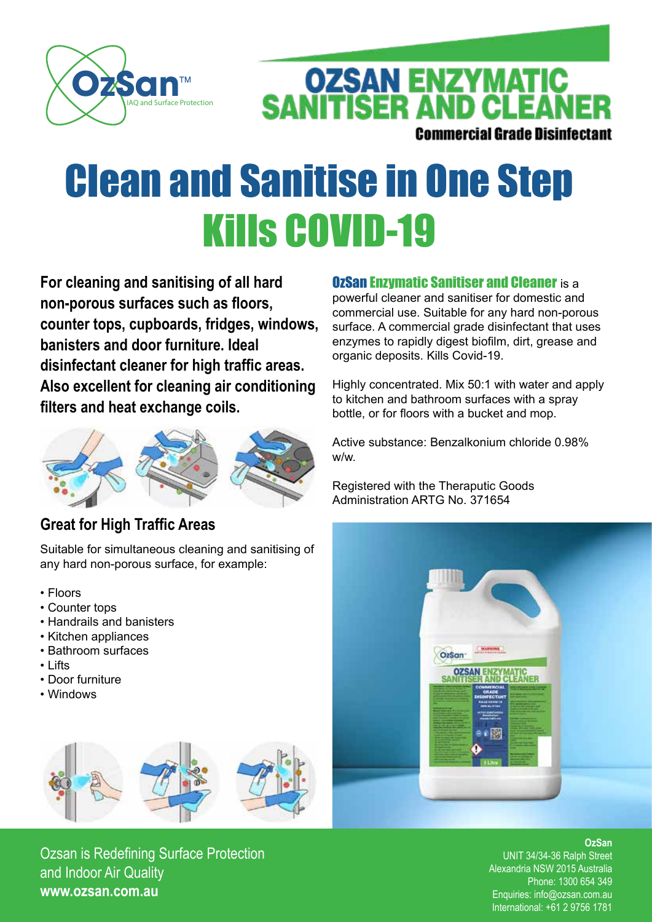OzSan™
IAQ and Surface Protection

# OZSAN ENZYMATIC SANITISER AND CLEANER

**Commercial Grade Disinfectant**

# Clean and Sanitise in One Step

# Kills COVID-19

**For cleaning and sanitising of all hard non-porous surfaces such as floors, counter tops, cupboards, fridges, windows, banisters and door furniture. Ideal disinfectant cleaner for high traffic areas. Also excellent for cleaning air conditioning filters and heat exchange coils.**

## Great for High Traffic Areas

Suitable for simultaneous cleaning and sanitising of any hard non-porous surface, for example:

- Floors
- Counter tops
- Handrails and banisters
- Kitchen appliances
- Bathroom surfaces
- Lifts
- Door furniture
- Windows

**OzSan Enzymatic Sanitiser and Cleaner** is a powerful cleaner and sanitiser for domestic and commercial use. Suitable for any hard non-porous surface. A commercial grade disinfectant that uses enzymes to rapidly digest biofilm, dirt, grease and organic deposits. Kills Covid-19.

Highly concentrated. Mix 50:1 with water and apply to kitchen and bathroom surfaces with a spray bottle, or for floors with a bucket and mop.

Active substance: Benzalkonium chloride 0.98% w/w.

Registered with the Theraputic Goods Administration ARTG No. 371654

Ozsan is Redefining Surface Protection and Indoor Air Quality
**www.ozsan.com.au**

**OzSan**
UNIT 34/34-36 Ralph Street
Alexandria NSW 2015 Australia
Phone: 1300 654 349
Enquiries: info@ozsan.com.au
International: +61 2 9756 1781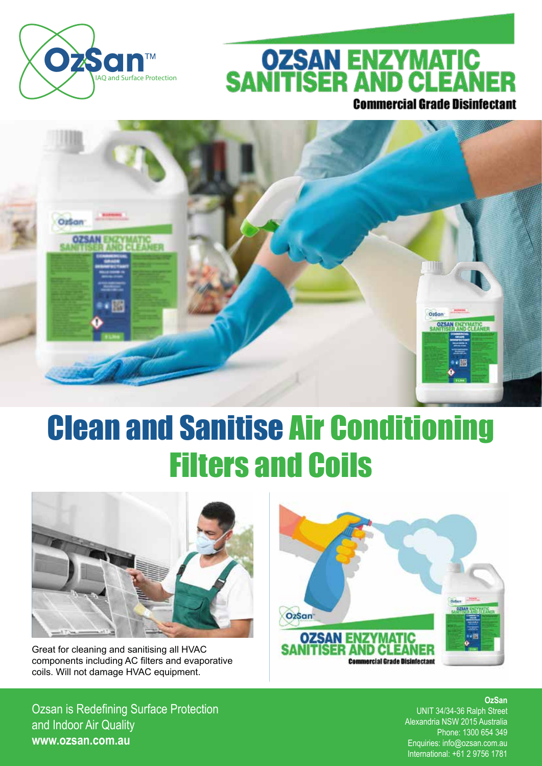OzSan™
IAQ and Surface Protection

# OZSAN ENZYMATIC SANITISER AND CLEANER

**Commercial Grade Disinfectant**

## Clean and Sanitise Air Conditioning Filters and Coils

Great for cleaning and sanitising all HVAC components including AC filters and evaporative coils. Will not damage HVAC equipment.

OZSAN ENZYMATIC SANITISER AND CLEANER
Commercial Grade Disinfectant

Ozsan is Redefining Surface Protection and Indoor Air Quality
**www.ozsan.com.au**

**OzSan**
UNIT 34/34-36 Ralph Street
Alexandria NSW 2015 Australia
Phone: 1300 654 349
Enquiries: info@ozsan.com.au
International: +61 2 9756 1781